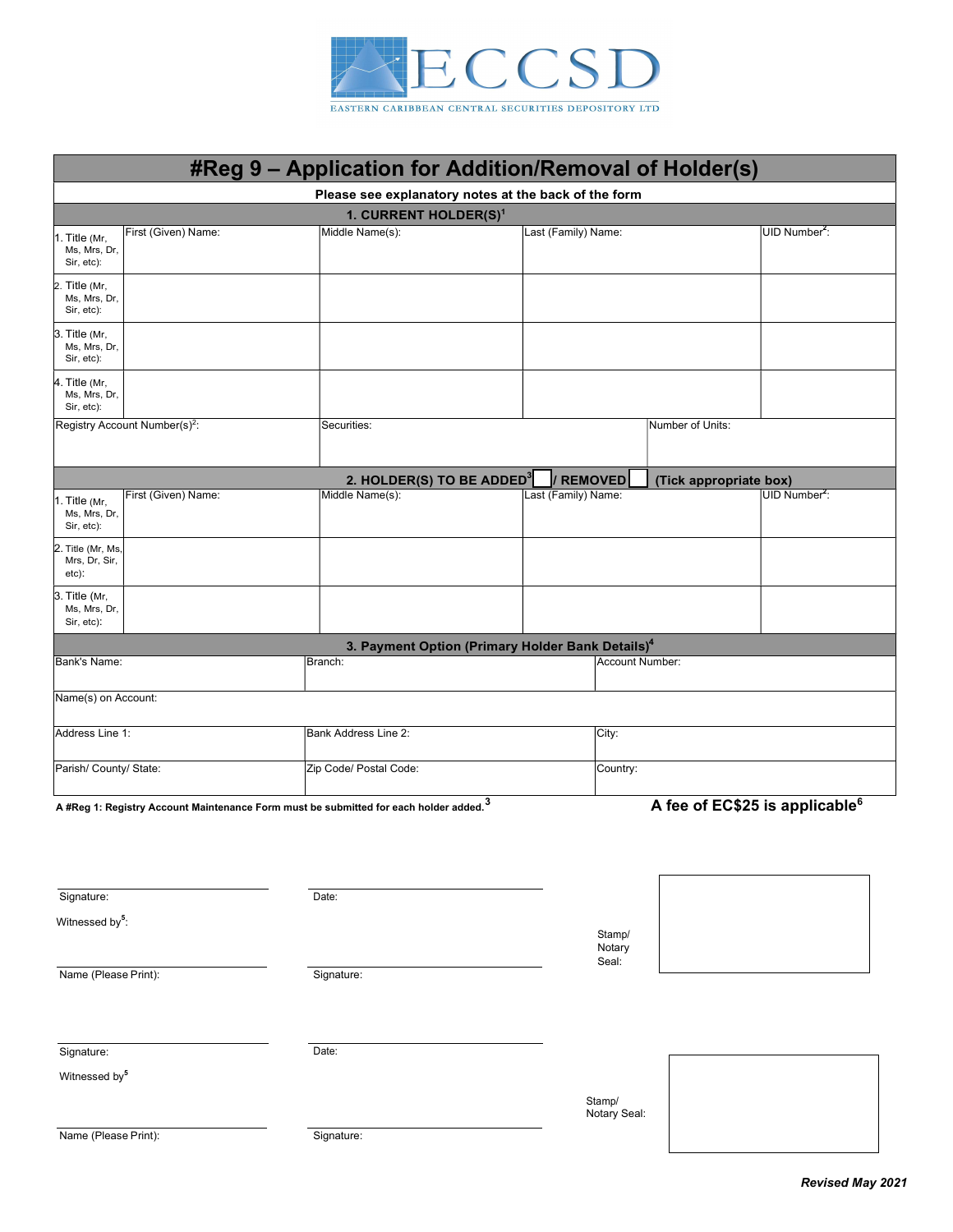ECCSD

EASTERN CARIBBEAN CENTRAL SECURITIES DEPOSITORY LTD

# #Reg 9 – Application for Addition/Removal of Holder(s)

**Please see explanatory notes at the back of the form**

## 1. CURRENT HOLDER(S)[1]

| Title | First (Given) Name: | Middle Name(s): | Last (Family) Name: | UID Number[2]: |
|---|---|---|---|---|
| 1. Title (Mr, Ms, Mrs, Dr, Sir, etc): | | | | |
| 2. Title (Mr, Ms, Mrs, Dr, Sir, etc): | | | | |
| 3. Title (Mr, Ms, Mrs, Dr, Sir, etc): | | | | |
| 4. Title (Mr, Ms, Mrs, Dr, Sir, etc): | | | | |

| Registry Account Number(s)[2]: | Securities: | Number of Units: |
|---|---|---|
| | | |

## 2. HOLDER(S) TO BE ADDED[3] ☐ / REMOVED ☐ (Tick appropriate box)

| Title | First (Given) Name: | Middle Name(s): | Last (Family) Name: | UID Number[2]: |
|---|---|---|---|---|
| 1. Title (Mr, Ms, Mrs, Dr, Sir, etc): | | | | |
| 2. Title (Mr, Ms, Mrs, Dr, Sir, etc): | | | | |
| 3. Title (Mr, Ms, Mrs, Dr, Sir, etc): | | | | |

## 3. Payment Option (Primary Holder Bank Details)[4]

| Bank's Name: | Branch: | Account Number: |
|---|---|---|
| Name(s) on Account: | | |
| Address Line 1: | Bank Address Line 2: | City: |
| Parish/ County/ State: | Zip Code/ Postal Code: | Country: |

**A #Reg 1: Registry Account Maintenance Form must be submitted for each holder added.**[3]

**A fee of EC$25 is applicable**[6]

Signature: ____________________ Date: ____________________

Witnessed by[5]:

Name (Please Print): ____________________ Signature: ____________________

Stamp/ Notary Seal:

Signature: ____________________ Date: ____________________

Witnessed by[5]

Name (Please Print): ____________________ Signature: ____________________

Stamp/ Notary Seal:

***Revised May 2021***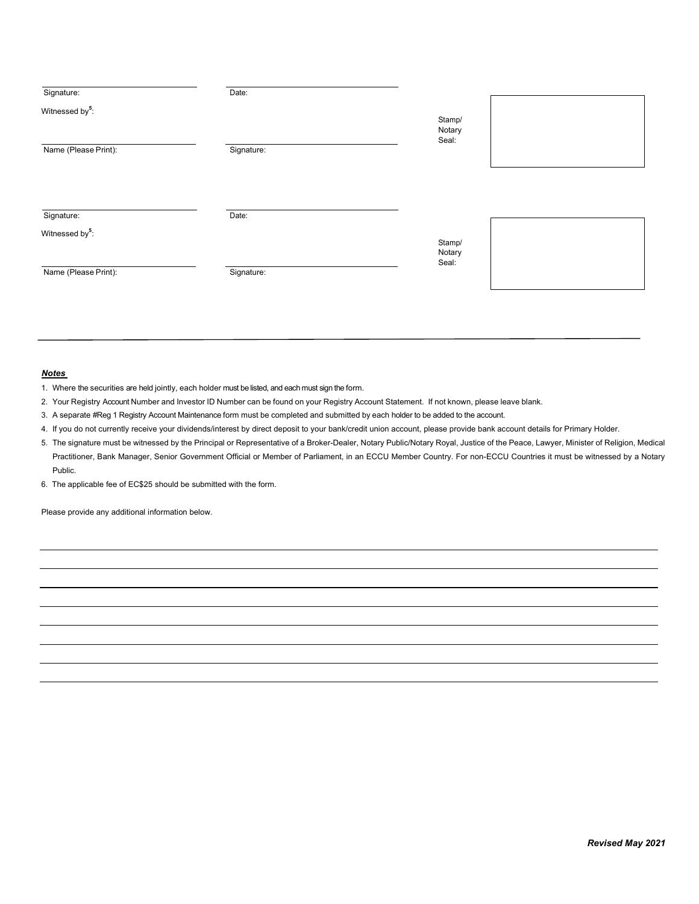Signature: Date:

Witnessed by[5]:

Stamp/ Notary Seal:

Name (Please Print): Signature:

Signature: Date:

Witnessed by[5]:

Stamp/ Notary Seal:

Name (Please Print): Signature:

---

***Notes***

1. Where the securities are held jointly, each holder must be listed, and each must sign the form.
2. Your Registry Account Number and Investor ID Number can be found on your Registry Account Statement. If not known, please leave blank.
3. A separate #Reg 1 Registry Account Maintenance form must be completed and submitted by each holder to be added to the account.
4. If you do not currently receive your dividends/interest by direct deposit to your bank/credit union account, please provide bank account details for Primary Holder.
5. The signature must be witnessed by the Principal or Representative of a Broker-Dealer, Notary Public/Notary Royal, Justice of the Peace, Lawyer, Minister of Religion, Medical Practitioner, Bank Manager, Senior Government Official or Member of Parliament, in an ECCU Member Country. For non-ECCU Countries it must be witnessed by a Notary Public.
6. The applicable fee of EC$25 should be submitted with the form.

Please provide any additional information below.

***Revised May 2021***